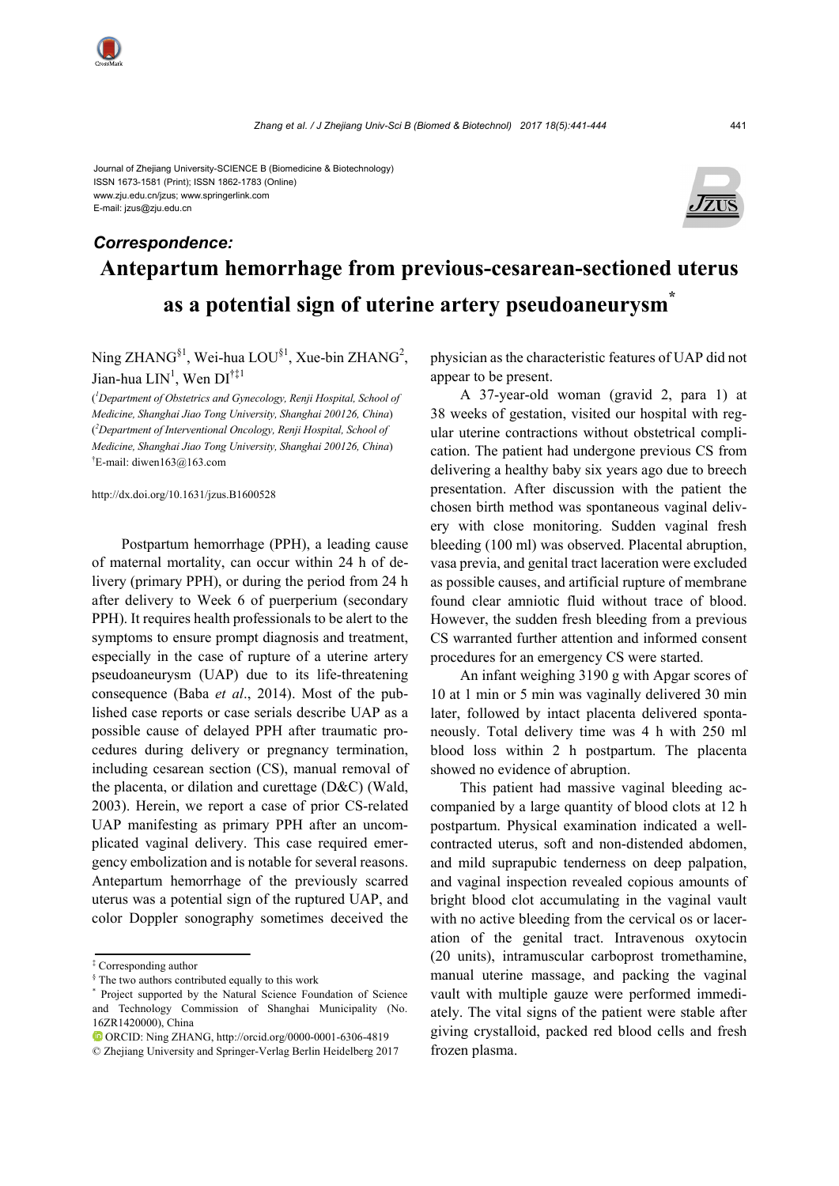Journal of Zhejiang University-SCIENCE B (Biomedicine & Biotechnology)
ISSN 1673-1581 (Print); ISSN 1862-1783 (Online)
www.zju.edu.cn/jzus; www.springerlink.com
E-mail: jzus@zju.edu.cn

***Correspondence:***

# Antepartum hemorrhage from previous-cesarean-sectioned uterus as a potential sign of uterine artery pseudoaneurysm*

Ning ZHANG[§1], Wei-hua LOU[§1], Xue-bin ZHANG[2], Jian-hua LIN[1], Wen DI[†‡1]

([1]*Department of Obstetrics and Gynecology, Renji Hospital, School of Medicine, Shanghai Jiao Tong University, Shanghai 200126, China*)
([2]*Department of Interventional Oncology, Renji Hospital, School of Medicine, Shanghai Jiao Tong University, Shanghai 200126, China*)
[†]E-mail: diwen163@163.com

http://dx.doi.org/10.1631/jzus.B1600528

Postpartum hemorrhage (PPH), a leading cause of maternal mortality, can occur within 24 h of delivery (primary PPH), or during the period from 24 h after delivery to Week 6 of puerperium (secondary PPH). It requires health professionals to be alert to the symptoms to ensure prompt diagnosis and treatment, especially in the case of rupture of a uterine artery pseudoaneurysm (UAP) due to its life-threatening consequence (Baba *et al*., 2014). Most of the published case reports or case serials describe UAP as a possible cause of delayed PPH after traumatic procedures during delivery or pregnancy termination, including cesarean section (CS), manual removal of the placenta, or dilation and curettage (D&C) (Wald, 2003). Herein, we report a case of prior CS-related UAP manifesting as primary PPH after an uncomplicated vaginal delivery. This case required emergency embolization and is notable for several reasons. Antepartum hemorrhage of the previously scarred uterus was a potential sign of the ruptured UAP, and color Doppler sonography sometimes deceived the physician as the characteristic features of UAP did not appear to be present.

A 37-year-old woman (gravid 2, para 1) at 38 weeks of gestation, visited our hospital with regular uterine contractions without obstetrical complication. The patient had undergone previous CS from delivering a healthy baby six years ago due to breech presentation. After discussion with the patient the chosen birth method was spontaneous vaginal delivery with close monitoring. Sudden vaginal fresh bleeding (100 ml) was observed. Placental abruption, vasa previa, and genital tract laceration were excluded as possible causes, and artificial rupture of membrane found clear amniotic fluid without trace of blood. However, the sudden fresh bleeding from a previous CS warranted further attention and informed consent procedures for an emergency CS were started.

An infant weighing 3190 g with Apgar scores of 10 at 1 min or 5 min was vaginally delivered 30 min later, followed by intact placenta delivered spontaneously. Total delivery time was 4 h with 250 ml blood loss within 2 h postpartum. The placenta showed no evidence of abruption.

This patient had massive vaginal bleeding accompanied by a large quantity of blood clots at 12 h postpartum. Physical examination indicated a well-contracted uterus, soft and non-distended abdomen, and mild suprapubic tenderness on deep palpation, and vaginal inspection revealed copious amounts of bright blood clot accumulating in the vaginal vault with no active bleeding from the cervical os or laceration of the genital tract. Intravenous oxytocin (20 units), intramuscular carboprost tromethamine, manual uterine massage, and packing the vaginal vault with multiple gauze were performed immediately. The vital signs of the patient were stable after giving crystalloid, packed red blood cells and fresh frozen plasma.

---

[‡] Corresponding author
[§] The two authors contributed equally to this work
[*] Project supported by the Natural Science Foundation of Science and Technology Commission of Shanghai Municipality (No. 16ZR1420000), China
ORCID: Ning ZHANG, http://orcid.org/0000-0001-6306-4819
© Zhejiang University and Springer-Verlag Berlin Heidelberg 2017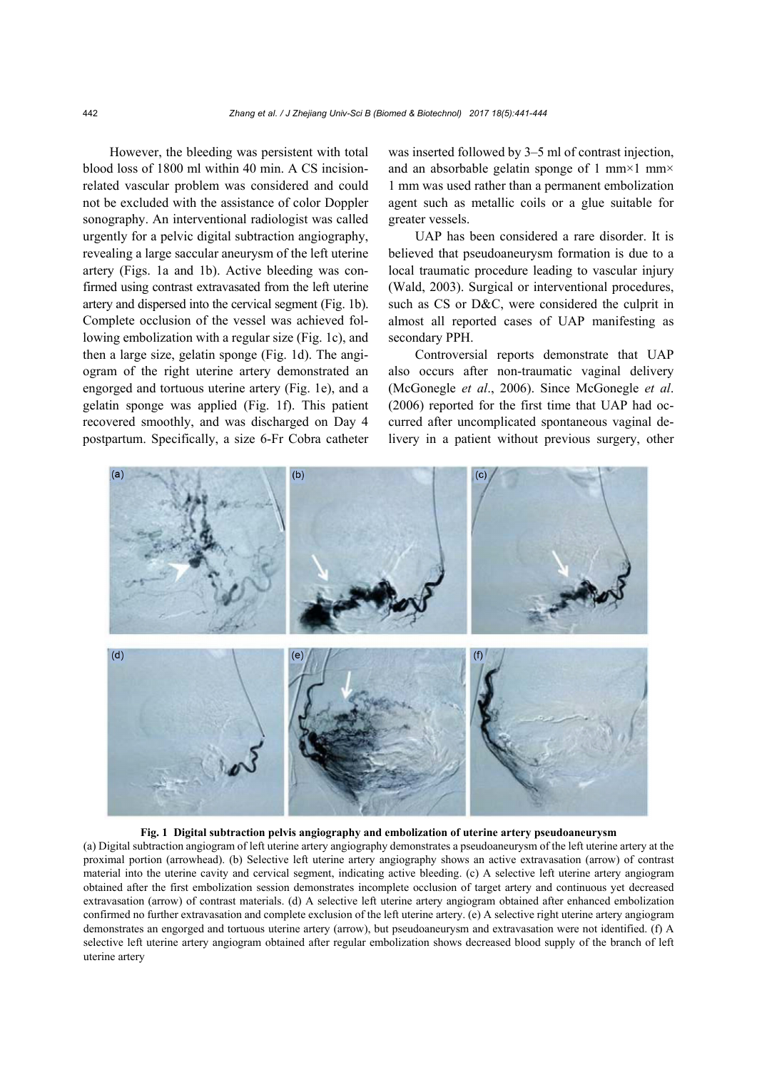However, the bleeding was persistent with total blood loss of 1800 ml within 40 min. A CS incision-related vascular problem was considered and could not be excluded with the assistance of color Doppler sonography. An interventional radiologist was called urgently for a pelvic digital subtraction angiography, revealing a large saccular aneurysm of the left uterine artery (Figs. 1a and 1b). Active bleeding was confirmed using contrast extravasated from the left uterine artery and dispersed into the cervical segment (Fig. 1b). Complete occlusion of the vessel was achieved following embolization with a regular size (Fig. 1c), and then a large size, gelatin sponge (Fig. 1d). The angiogram of the right uterine artery demonstrated an engorged and tortuous uterine artery (Fig. 1e), and a gelatin sponge was applied (Fig. 1f). This patient recovered smoothly, and was discharged on Day 4 postpartum. Specifically, a size 6-Fr Cobra catheter was inserted followed by 3–5 ml of contrast injection, and an absorbable gelatin sponge of 1 mm×1 mm×1 mm was used rather than a permanent embolization agent such as metallic coils or a glue suitable for greater vessels.

UAP has been considered a rare disorder. It is believed that pseudoaneurysm formation is due to a local traumatic procedure leading to vascular injury (Wald, 2003). Surgical or interventional procedures, such as CS or D&C, were considered the culprit in almost all reported cases of UAP manifesting as secondary PPH.

Controversial reports demonstrate that UAP also occurs after non-traumatic vaginal delivery (McGonegle *et al*., 2006). Since McGonegle *et al*. (2006) reported for the first time that UAP had occurred after uncomplicated spontaneous vaginal delivery in a patient without previous surgery, other

**Fig. 1 Digital subtraction pelvis angiography and embolization of uterine artery pseudoaneurysm**

(a) Digital subtraction angiogram of left uterine artery angiography demonstrates a pseudoaneurysm of the left uterine artery at the proximal portion (arrowhead). (b) Selective left uterine artery angiography shows an active extravasation (arrow) of contrast material into the uterine cavity and cervical segment, indicating active bleeding. (c) A selective left uterine artery angiogram obtained after the first embolization session demonstrates incomplete occlusion of target artery and continuous yet decreased extravasation (arrow) of contrast materials. (d) A selective left uterine artery angiogram obtained after enhanced embolization confirmed no further extravasation and complete exclusion of the left uterine artery. (e) A selective right uterine artery angiogram demonstrates an engorged and tortuous uterine artery (arrow), but pseudoaneurysm and extravasation were not identified. (f) A selective left uterine artery angiogram obtained after regular embolization shows decreased blood supply of the branch of left uterine artery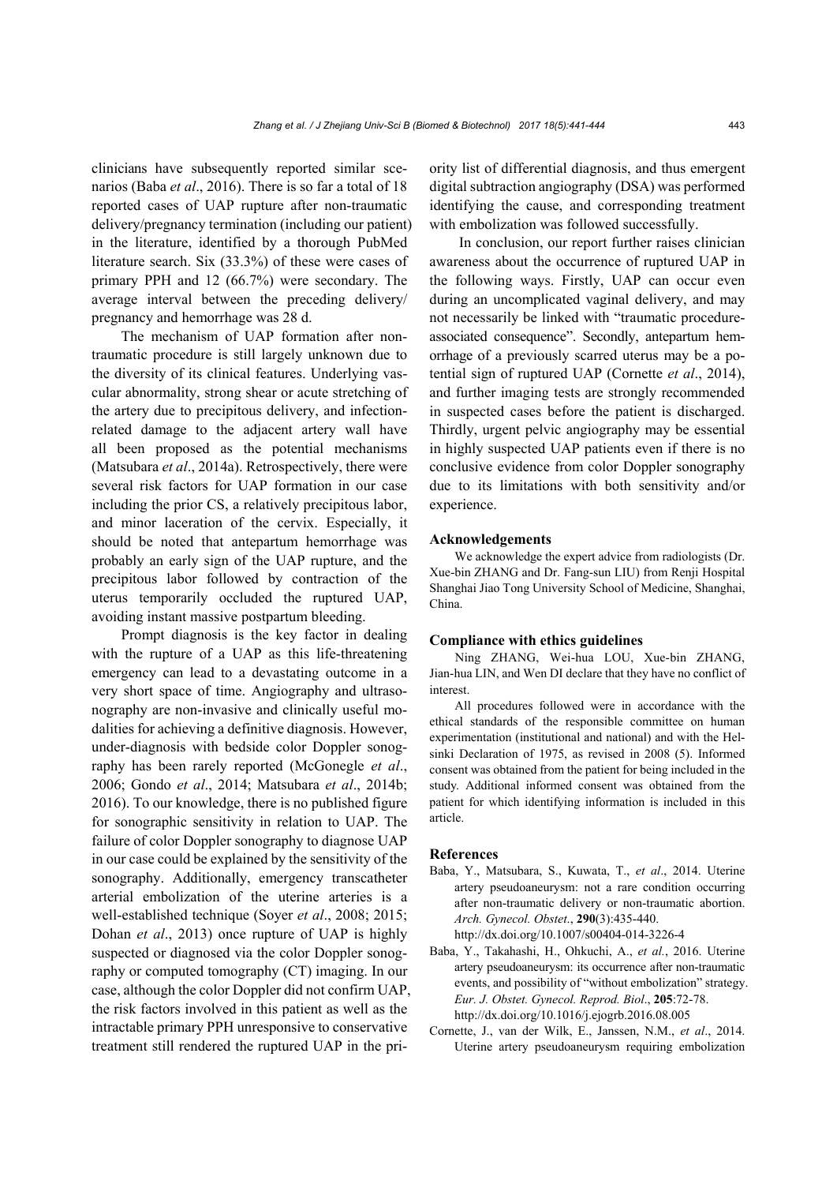clinicians have subsequently reported similar scenarios (Baba *et al*., 2016). There is so far a total of 18 reported cases of UAP rupture after non-traumatic delivery/pregnancy termination (including our patient) in the literature, identified by a thorough PubMed literature search. Six (33.3%) of these were cases of primary PPH and 12 (66.7%) were secondary. The average interval between the preceding delivery/pregnancy and hemorrhage was 28 d.

The mechanism of UAP formation after non-traumatic procedure is still largely unknown due to the diversity of its clinical features. Underlying vascular abnormality, strong shear or acute stretching of the artery due to precipitous delivery, and infection-related damage to the adjacent artery wall have all been proposed as the potential mechanisms (Matsubara *et al*., 2014a). Retrospectively, there were several risk factors for UAP formation in our case including the prior CS, a relatively precipitous labor, and minor laceration of the cervix. Especially, it should be noted that antepartum hemorrhage was probably an early sign of the UAP rupture, and the precipitous labor followed by contraction of the uterus temporarily occluded the ruptured UAP, avoiding instant massive postpartum bleeding.

Prompt diagnosis is the key factor in dealing with the rupture of a UAP as this life-threatening emergency can lead to a devastating outcome in a very short space of time. Angiography and ultrasonography are non-invasive and clinically useful modalities for achieving a definitive diagnosis. However, under-diagnosis with bedside color Doppler sonography has been rarely reported (McGonegle *et al*., 2006; Gondo *et al*., 2014; Matsubara *et al*., 2014b; 2016). To our knowledge, there is no published figure for sonographic sensitivity in relation to UAP. The failure of color Doppler sonography to diagnose UAP in our case could be explained by the sensitivity of the sonography. Additionally, emergency transcatheter arterial embolization of the uterine arteries is a well-established technique (Soyer *et al*., 2008; 2015; Dohan *et al*., 2013) once rupture of UAP is highly suspected or diagnosed via the color Doppler sonography or computed tomography (CT) imaging. In our case, although the color Doppler did not confirm UAP, the risk factors involved in this patient as well as the intractable primary PPH unresponsive to conservative treatment still rendered the ruptured UAP in the priority list of differential diagnosis, and thus emergent digital subtraction angiography (DSA) was performed identifying the cause, and corresponding treatment with embolization was followed successfully.

In conclusion, our report further raises clinician awareness about the occurrence of ruptured UAP in the following ways. Firstly, UAP can occur even during an uncomplicated vaginal delivery, and may not necessarily be linked with "traumatic procedure-associated consequence". Secondly, antepartum hemorrhage of a previously scarred uterus may be a potential sign of ruptured UAP (Cornette *et al*., 2014), and further imaging tests are strongly recommended in suspected cases before the patient is discharged. Thirdly, urgent pelvic angiography may be essential in highly suspected UAP patients even if there is no conclusive evidence from color Doppler sonography due to its limitations with both sensitivity and/or experience.

### Acknowledgements

We acknowledge the expert advice from radiologists (Dr. Xue-bin ZHANG and Dr. Fang-sun LIU) from Renji Hospital Shanghai Jiao Tong University School of Medicine, Shanghai, China.

### Compliance with ethics guidelines

Ning ZHANG, Wei-hua LOU, Xue-bin ZHANG, Jian-hua LIN, and Wen DI declare that they have no conflict of interest.

All procedures followed were in accordance with the ethical standards of the responsible committee on human experimentation (institutional and national) and with the Helsinki Declaration of 1975, as revised in 2008 (5). Informed consent was obtained from the patient for being included in the study. Additional informed consent was obtained from the patient for which identifying information is included in this article.

### References

Baba, Y., Matsubara, S., Kuwata, T., *et al*., 2014. Uterine artery pseudoaneurysm: not a rare condition occurring after non-traumatic delivery or non-traumatic abortion. *Arch. Gynecol. Obstet*., **290**(3):435-440. http://dx.doi.org/10.1007/s00404-014-3226-4

Baba, Y., Takahashi, H., Ohkuchi, A., *et al*., 2016. Uterine artery pseudoaneurysm: its occurrence after non-traumatic events, and possibility of "without embolization" strategy. *Eur. J. Obstet. Gynecol. Reprod. Biol*., **205**:72-78. http://dx.doi.org/10.1016/j.ejogrb.2016.08.005

Cornette, J., van der Wilk, E., Janssen, N.M., *et al*., 2014. Uterine artery pseudoaneurysm requiring embolization